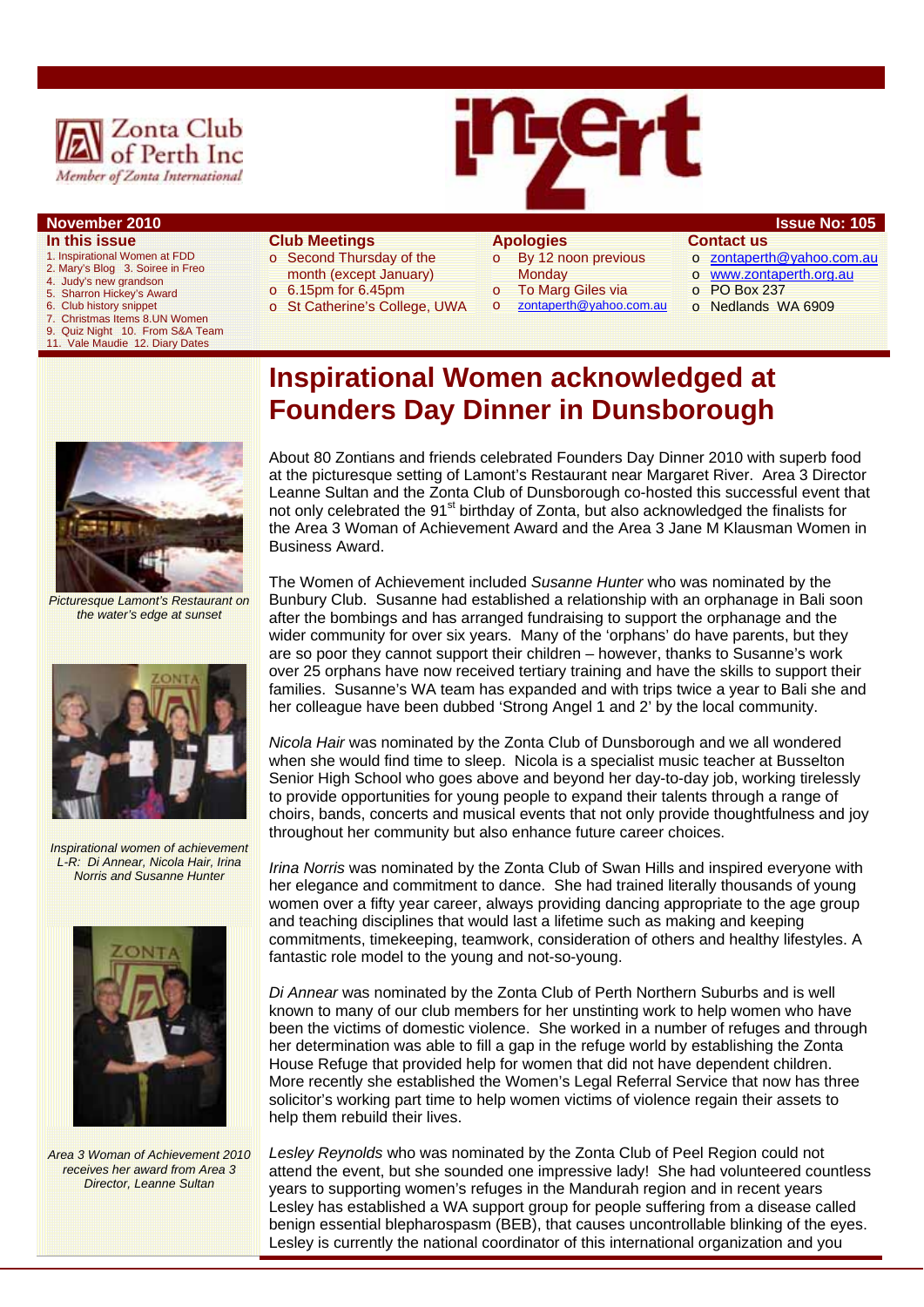Zonta Club of Perth Inc

*Member of Zonta International*

# inZert

**November 2010** **Issue No: 105**

**In this issue**

1. Inspirational Women at FDD
2. Mary's Blog 3. Soiree in Freo
4. Judy's new grandson
5. Sharron Hickey's Award
6. Club history snippet
7. Christmas Items 8.UN Women
9. Quiz Night 10. From S&A Team
11. Vale Maudie 12. Diary Dates

**Club Meetings**

- Second Thursday of the month (except January)
- 6.15pm for 6.45pm
- St Catherine's College, UWA

**Apologies**

- By 12 noon previous Monday
- To Marg Giles via
- zontaperth@yahoo.com.au

**Contact us**

- zontaperth@yahoo.com.au
- www.zontaperth.org.au
- PO Box 237
- Nedlands WA 6909

# Inspirational Women acknowledged at Founders Day Dinner in Dunsborough

About 80 Zontians and friends celebrated Founders Day Dinner 2010 with superb food at the picturesque setting of Lamont's Restaurant near Margaret River. Area 3 Director Leanne Sultan and the Zonta Club of Dunsborough co-hosted this successful event that not only celebrated the 91st birthday of Zonta, but also acknowledged the finalists for the Area 3 Woman of Achievement Award and the Area 3 Jane M Klausman Women in Business Award.

*Picturesque Lamont's Restaurant on the water's edge at sunset*

The Women of Achievement included *Susanne Hunter* who was nominated by the Bunbury Club. Susanne had established a relationship with an orphanage in Bali soon after the bombings and has arranged fundraising to support the orphanage and the wider community for over six years. Many of the 'orphans' do have parents, but they are so poor they cannot support their children – however, thanks to Susanne's work over 25 orphans have now received tertiary training and have the skills to support their families. Susanne's WA team has expanded and with trips twice a year to Bali she and her colleague have been dubbed 'Strong Angel 1 and 2' by the local community.

*Inspirational women of achievement L-R: Di Annear, Nicola Hair, Irina Norris and Susanne Hunter*

*Nicola Hair* was nominated by the Zonta Club of Dunsborough and we all wondered when she would find time to sleep. Nicola is a specialist music teacher at Busselton Senior High School who goes above and beyond her day-to-day job, working tirelessly to provide opportunities for young people to expand their talents through a range of choirs, bands, concerts and musical events that not only provide thoughtfulness and joy throughout her community but also enhance future career choices.

*Irina Norris* was nominated by the Zonta Club of Swan Hills and inspired everyone with her elegance and commitment to dance. She had trained literally thousands of young women over a fifty year career, always providing dancing appropriate to the age group and teaching disciplines that would last a lifetime such as making and keeping commitments, timekeeping, teamwork, consideration of others and healthy lifestyles. A fantastic role model to the young and not-so-young.

*Di Annear* was nominated by the Zonta Club of Perth Northern Suburbs and is well known to many of our club members for her unstinting work to help women who have been the victims of domestic violence. She worked in a number of refuges and through her determination was able to fill a gap in the refuge world by establishing the Zonta House Refuge that provided help for women that did not have dependent children. More recently she established the Women's Legal Referral Service that now has three solicitor's working part time to help women victims of violence regain their assets to help them rebuild their lives.

*Area 3 Woman of Achievement 2010 receives her award from Area 3 Director, Leanne Sultan*

*Lesley Reynolds* who was nominated by the Zonta Club of Peel Region could not attend the event, but she sounded one impressive lady! She had volunteered countless years to supporting women's refuges in the Mandurah region and in recent years Lesley has established a WA support group for people suffering from a disease called benign essential blepharospasm (BEB), that causes uncontrollable blinking of the eyes. Lesley is currently the national coordinator of this international organization and you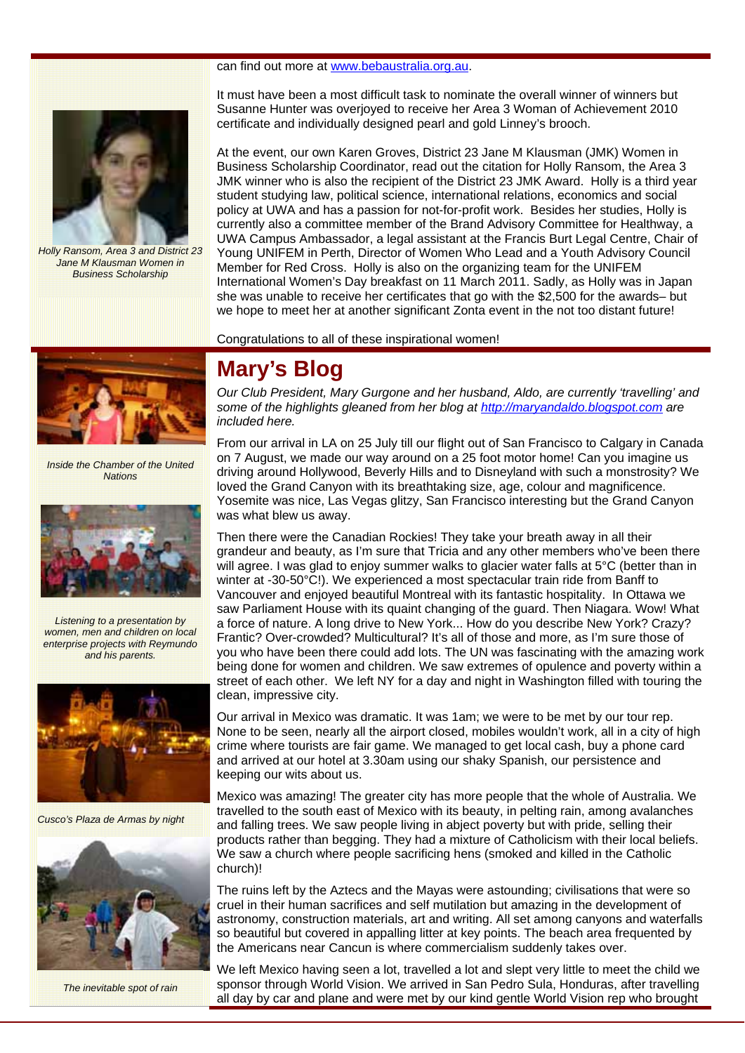can find out more at www.bebaustralia.org.au.

It must have been a most difficult task to nominate the overall winner of winners but Susanne Hunter was overjoyed to receive her Area 3 Woman of Achievement 2010 certificate and individually designed pearl and gold Linney's brooch.

At the event, our own Karen Groves, District 23 Jane M Klausman (JMK) Women in Business Scholarship Coordinator, read out the citation for Holly Ransom, the Area 3 JMK winner who is also the recipient of the District 23 JMK Award. Holly is a third year student studying law, political science, international relations, economics and social policy at UWA and has a passion for not-for-profit work. Besides her studies, Holly is currently also a committee member of the Brand Advisory Committee for Healthway, a UWA Campus Ambassador, a legal assistant at the Francis Burt Legal Centre, Chair of Young UNIFEM in Perth, Director of Women Who Lead and a Youth Advisory Council Member for Red Cross. Holly is also on the organizing team for the UNIFEM International Women's Day breakfast on 11 March 2011. Sadly, as Holly was in Japan she was unable to receive her certificates that go with the $2,500 for the awards– but we hope to meet her at another significant Zonta event in the not too distant future!

*Holly Ransom, Area 3 and District 23 Jane M Klausman Women in Business Scholarship*

Congratulations to all of these inspirational women!

# Mary's Blog

*Our Club President, Mary Gurgone and her husband, Aldo, are currently 'travelling' and some of the highlights gleaned from her blog at http://maryandaldo.blogspot.com are included here.*

From our arrival in LA on 25 July till our flight out of San Francisco to Calgary in Canada on 7 August, we made our way around on a 25 foot motor home! Can you imagine us driving around Hollywood, Beverly Hills and to Disneyland with such a monstrosity? We loved the Grand Canyon with its breathtaking size, age, colour and magnificence. Yosemite was nice, Las Vegas glitzy, San Francisco interesting but the Grand Canyon was what blew us away.

Then there were the Canadian Rockies! They take your breath away in all their grandeur and beauty, as I'm sure that Tricia and any other members who've been there will agree. I was glad to enjoy summer walks to glacier water falls at 5°C (better than in winter at -30-50°C!). We experienced a most spectacular train ride from Banff to Vancouver and enjoyed beautiful Montreal with its fantastic hospitality. In Ottawa we saw Parliament House with its quaint changing of the guard. Then Niagara. Wow! What a force of nature. A long drive to New York... How do you describe New York? Crazy? Frantic? Over-crowded? Multicultural? It's all of those and more, as I'm sure those of you who have been there could add lots. The UN was fascinating with the amazing work being done for women and children. We saw extremes of opulence and poverty within a street of each other. We left NY for a day and night in Washington filled with touring the clean, impressive city.

*Inside the Chamber of the United Nations*

Our arrival in Mexico was dramatic. It was 1am; we were to be met by our tour rep. None to be seen, nearly all the airport closed, mobiles wouldn't work, all in a city of high crime where tourists are fair game. We managed to get local cash, buy a phone card and arrived at our hotel at 3.30am using our shaky Spanish, our persistence and keeping our wits about us.

*Listening to a presentation by women, men and children on local enterprise projects with Reymundo and his parents.*

Mexico was amazing! The greater city has more people that the whole of Australia. We travelled to the south east of Mexico with its beauty, in pelting rain, among avalanches and falling trees. We saw people living in abject poverty but with pride, selling their products rather than begging. They had a mixture of Catholicism with their local beliefs. We saw a church where people sacrificing hens (smoked and killed in the Catholic church)!

*Cusco's Plaza de Armas by night*

The ruins left by the Aztecs and the Mayas were astounding; civilisations that were so cruel in their human sacrifices and self mutilation but amazing in the development of astronomy, construction materials, art and writing. All set among canyons and waterfalls so beautiful but covered in appalling litter at key points. The beach area frequented by the Americans near Cancun is where commercialism suddenly takes over.

We left Mexico having seen a lot, travelled a lot and slept very little to meet the child we sponsor through World Vision. We arrived in San Pedro Sula, Honduras, after travelling all day by car and plane and were met by our kind gentle World Vision rep who brought

*The inevitable spot of rain*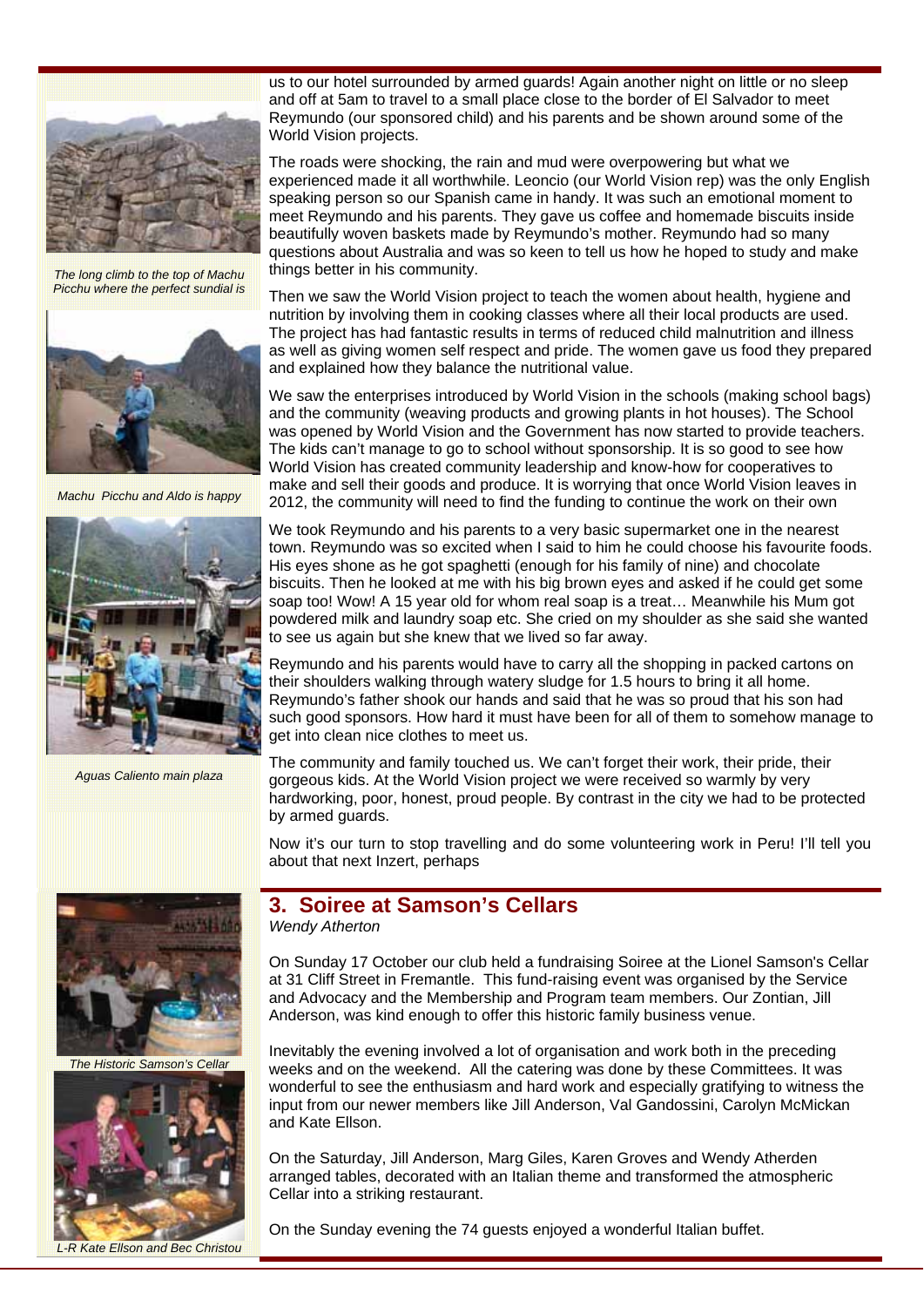The long climb to the top of Machu Picchu where the perfect sundial is

Machu Picchu and Aldo is happy

Aguas Caliento main plaza

us to our hotel surrounded by armed guards! Again another night on little or no sleep and off at 5am to travel to a small place close to the border of El Salvador to meet Reymundo (our sponsored child) and his parents and be shown around some of the World Vision projects.

The roads were shocking, the rain and mud were overpowering but what we experienced made it all worthwhile. Leoncio (our World Vision rep) was the only English speaking person so our Spanish came in handy. It was such an emotional moment to meet Reymundo and his parents. They gave us coffee and homemade biscuits inside beautifully woven baskets made by Reymundo's mother. Reymundo had so many questions about Australia and was so keen to tell us how he hoped to study and make things better in his community.

Then we saw the World Vision project to teach the women about health, hygiene and nutrition by involving them in cooking classes where all their local products are used. The project has had fantastic results in terms of reduced child malnutrition and illness as well as giving women self respect and pride. The women gave us food they prepared and explained how they balance the nutritional value.

We saw the enterprises introduced by World Vision in the schools (making school bags) and the community (weaving products and growing plants in hot houses). The School was opened by World Vision and the Government has now started to provide teachers. The kids can't manage to go to school without sponsorship. It is so good to see how World Vision has created community leadership and know-how for cooperatives to make and sell their goods and produce. It is worrying that once World Vision leaves in 2012, the community will need to find the funding to continue the work on their own

We took Reymundo and his parents to a very basic supermarket one in the nearest town. Reymundo was so excited when I said to him he could choose his favourite foods. His eyes shone as he got spaghetti (enough for his family of nine) and chocolate biscuits. Then he looked at me with his big brown eyes and asked if he could get some soap too! Wow! A 15 year old for whom real soap is a treat… Meanwhile his Mum got powdered milk and laundry soap etc. She cried on my shoulder as she said she wanted to see us again but she knew that we lived so far away.

Reymundo and his parents would have to carry all the shopping in packed cartons on their shoulders walking through watery sludge for 1.5 hours to bring it all home. Reymundo's father shook our hands and said that he was so proud that his son had such good sponsors. How hard it must have been for all of them to somehow manage to get into clean nice clothes to meet us.

The community and family touched us. We can't forget their work, their pride, their gorgeous kids. At the World Vision project we were received so warmly by very hardworking, poor, honest, proud people. By contrast in the city we had to be protected by armed guards.

Now it's our turn to stop travelling and do some volunteering work in Peru! I'll tell you about that next Inzert, perhaps

## 3. Soiree at Samson's Cellars

*Wendy Atherton*

The Historic Samson's Cellar

L-R Kate Ellson and Bec Christou

On Sunday 17 October our club held a fundraising Soiree at the Lionel Samson's Cellar at 31 Cliff Street in Fremantle. This fund-raising event was organised by the Service and Advocacy and the Membership and Program team members. Our Zontian, Jill Anderson, was kind enough to offer this historic family business venue.

Inevitably the evening involved a lot of organisation and work both in the preceding weeks and on the weekend. All the catering was done by these Committees. It was wonderful to see the enthusiasm and hard work and especially gratifying to witness the input from our newer members like Jill Anderson, Val Gandossini, Carolyn McMickan and Kate Ellson.

On the Saturday, Jill Anderson, Marg Giles, Karen Groves and Wendy Atherden arranged tables, decorated with an Italian theme and transformed the atmospheric Cellar into a striking restaurant.

On the Sunday evening the 74 guests enjoyed a wonderful Italian buffet.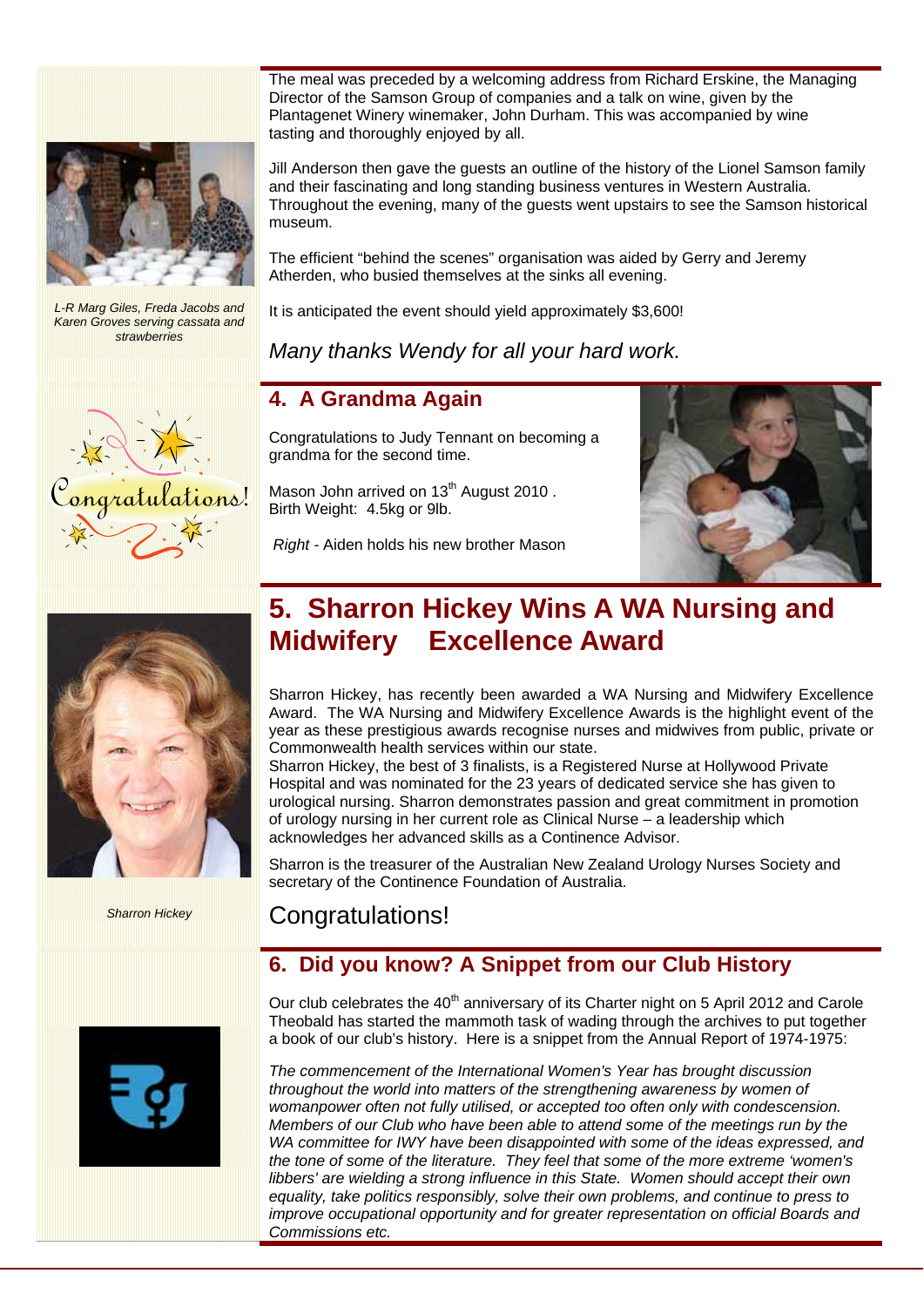The meal was preceded by a welcoming address from Richard Erskine, the Managing Director of the Samson Group of companies and a talk on wine, given by the Plantagenet Winery winemaker, John Durham. This was accompanied by wine tasting and thoroughly enjoyed by all.

Jill Anderson then gave the guests an outline of the history of the Lionel Samson family and their fascinating and long standing business ventures in Western Australia. Throughout the evening, many of the guests went upstairs to see the Samson historical museum.

The efficient "behind the scenes" organisation was aided by Gerry and Jeremy Atherden, who busied themselves at the sinks all evening.

It is anticipated the event should yield approximately $3,600!

*Many thanks Wendy for all your hard work.*

*L-R Marg Giles, Freda Jacobs and Karen Groves serving cassata and strawberries*

## 4. A Grandma Again

Congratulations to Judy Tennant on becoming a grandma for the second time.

Mason John arrived on 13th August 2010 .
Birth Weight: 4.5kg or 9lb.

*Right* - Aiden holds his new brother Mason

## 5. Sharron Hickey Wins A WA Nursing and Midwifery Excellence Award

Sharron Hickey, has recently been awarded a WA Nursing and Midwifery Excellence Award. The WA Nursing and Midwifery Excellence Awards is the highlight event of the year as these prestigious awards recognise nurses and midwives from public, private or Commonwealth health services within our state.

Sharron Hickey, the best of 3 finalists, is a Registered Nurse at Hollywood Private Hospital and was nominated for the 23 years of dedicated service she has given to urological nursing. Sharron demonstrates passion and great commitment in promotion of urology nursing in her current role as Clinical Nurse – a leadership which acknowledges her advanced skills as a Continence Advisor.

Sharron is the treasurer of the Australian New Zealand Urology Nurses Society and secretary of the Continence Foundation of Australia.

Congratulations!

*Sharron Hickey*

## 6. Did you know? A Snippet from our Club History

Our club celebrates the 40th anniversary of its Charter night on 5 April 2012 and Carole Theobald has started the mammoth task of wading through the archives to put together a book of our club's history. Here is a snippet from the Annual Report of 1974-1975:

*The commencement of the International Women's Year has brought discussion throughout the world into matters of the strengthening awareness by women of womanpower often not fully utilised, or accepted too often only with condescension. Members of our Club who have been able to attend some of the meetings run by the WA committee for IWY have been disappointed with some of the ideas expressed, and the tone of some of the literature. They feel that some of the more extreme 'women's libbers' are wielding a strong influence in this State. Women should accept their own equality, take politics responsibly, solve their own problems, and continue to press to improve occupational opportunity and for greater representation on official Boards and Commissions etc.*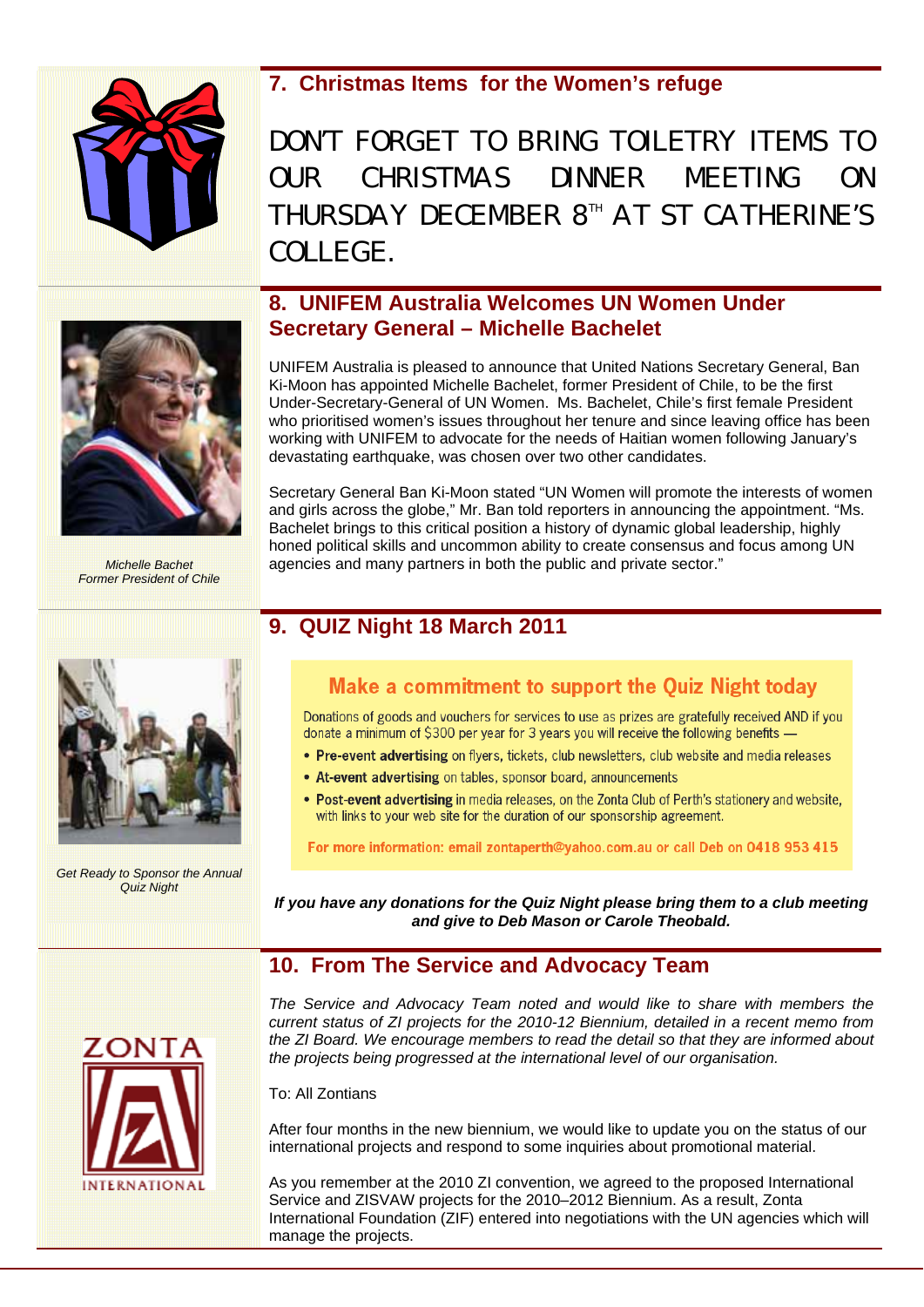## 7. Christmas Items for the Women's refuge

DON'T FORGET TO BRING TOILETRY ITEMS TO OUR CHRISTMAS DINNER MEETING ON THURSDAY DECEMBER 8TH AT ST CATHERINE'S COLLEGE.

## 8. UNIFEM Australia Welcomes UN Women Under Secretary General – Michelle Bachelet

*Michelle Bachet*
*Former President of Chile*

UNIFEM Australia is pleased to announce that United Nations Secretary General, Ban Ki-Moon has appointed Michelle Bachelet, former President of Chile, to be the first Under-Secretary-General of UN Women. Ms. Bachelet, Chile's first female President who prioritised women's issues throughout her tenure and since leaving office has been working with UNIFEM to advocate for the needs of Haitian women following January's devastating earthquake, was chosen over two other candidates.

Secretary General Ban Ki-Moon stated "UN Women will promote the interests of women and girls across the globe," Mr. Ban told reporters in announcing the appointment. "Ms. Bachelet brings to this critical position a history of dynamic global leadership, highly honed political skills and uncommon ability to create consensus and focus among UN agencies and many partners in both the public and private sector."

## 9. QUIZ Night 18 March 2011

*Get Ready to Sponsor the Annual Quiz Night*

### Make a commitment to support the Quiz Night today

Donations of goods and vouchers for services to use as prizes are gratefully received AND if you donate a minimum of $300 per year for 3 years you will receive the following benefits —

- **Pre-event advertising** on flyers, tickets, club newsletters, club website and media releases
- **At-event advertising** on tables, sponsor board, announcements
- **Post-event advertising** in media releases, on the Zonta Club of Perth's stationery and website, with links to your web site for the duration of our sponsorship agreement.

For more information: email zontaperth@yahoo.com.au or call Deb on 0418 953 415

***If you have any donations for the Quiz Night please bring them to a club meeting and give to Deb Mason or Carole Theobald.***

## 10. From The Service and Advocacy Team

*The Service and Advocacy Team noted and would like to share with members the current status of ZI projects for the 2010-12 Biennium, detailed in a recent memo from the ZI Board. We encourage members to read the detail so that they are informed about the projects being progressed at the international level of our organisation.*

To: All Zontians

After four months in the new biennium, we would like to update you on the status of our international projects and respond to some inquiries about promotional material.

As you remember at the 2010 ZI convention, we agreed to the proposed International Service and ZISVAW projects for the 2010–2012 Biennium. As a result, Zonta International Foundation (ZIF) entered into negotiations with the UN agencies which will manage the projects.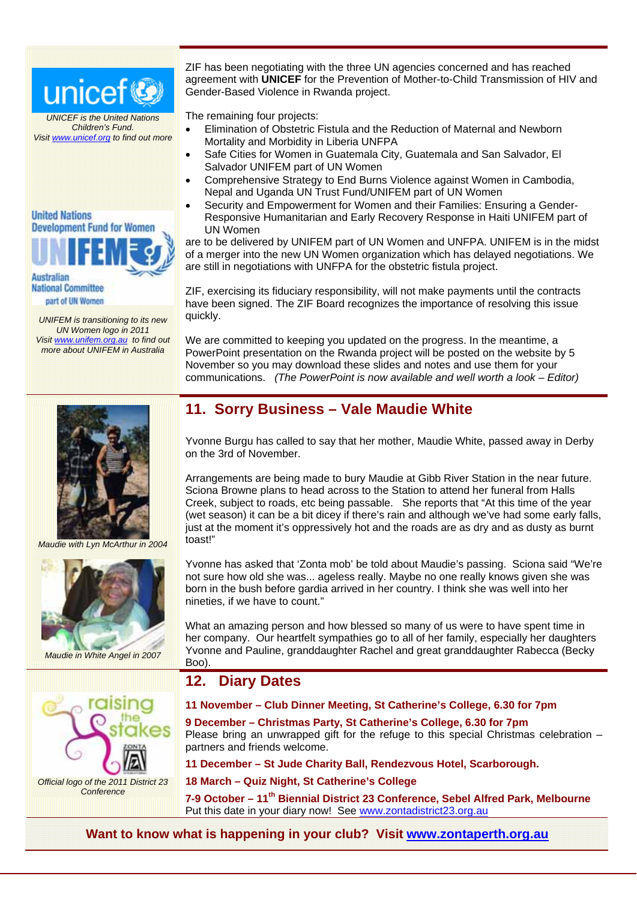UNICEF is the United Nations Children's Fund.
Visit www.unicef.org to find out more

ZIF has been negotiating with the three UN agencies concerned and has reached agreement with **UNICEF** for the Prevention of Mother-to-Child Transmission of HIV and Gender-Based Violence in Rwanda project.

The remaining four projects:

- Elimination of Obstetric Fistula and the Reduction of Maternal and Newborn Mortality and Morbidity in Liberia UNFPA
- Safe Cities for Women in Guatemala City, Guatemala and San Salvador, El Salvador UNIFEM part of UN Women
- Comprehensive Strategy to End Burns Violence against Women in Cambodia, Nepal and Uganda UN Trust Fund/UNIFEM part of UN Women
- Security and Empowerment for Women and their Families: Ensuring a Gender-Responsive Humanitarian and Early Recovery Response in Haiti UNIFEM part of UN Women

are to be delivered by UNIFEM part of UN Women and UNFPA. UNIFEM is in the midst of a merger into the new UN Women organization which has delayed negotiations. We are still in negotiations with UNFPA for the obstetric fistula project.

UNIFEM is transitioning to its new UN Women logo in 2011
Visit www.unifem.org.au to find out more about UNIFEM in Australia

ZIF, exercising its fiduciary responsibility, will not make payments until the contracts have been signed. The ZIF Board recognizes the importance of resolving this issue quickly.

We are committed to keeping you updated on the progress. In the meantime, a PowerPoint presentation on the Rwanda project will be posted on the website by 5 November so you may download these slides and notes and use them for your communications. *(The PowerPoint is now available and well worth a look – Editor)*

## 11. Sorry Business – Vale Maudie White

Maudie with Lyn McArthur in 2004

Maudie in White Angel in 2007

Yvonne Burgu has called to say that her mother, Maudie White, passed away in Derby on the 3rd of November.

Arrangements are being made to bury Maudie at Gibb River Station in the near future. Sciona Browne plans to head across to the Station to attend her funeral from Halls Creek, subject to roads, etc being passable. She reports that "At this time of the year (wet season) it can be a bit dicey if there's rain and although we've had some early falls, just at the moment it's oppressively hot and the roads are as dry and as dusty as burnt toast!"

Yvonne has asked that 'Zonta mob' be told about Maudie's passing. Sciona said "We're not sure how old she was... ageless really. Maybe no one really knows given she was born in the bush before gardia arrived in her country. I think she was well into her nineties, if we have to count."

What an amazing person and how blessed so many of us were to have spent time in her company. Our heartfelt sympathies go to all of her family, especially her daughters Yvonne and Pauline, granddaughter Rachel and great granddaughter Rabecca (Becky Boo).

## 12. Diary Dates

Official logo of the 2011 District 23 Conference

**11 November – Club Dinner Meeting, St Catherine's College, 6.30 for 7pm**

**9 December – Christmas Party, St Catherine's College, 6.30 for 7pm**
Please bring an unwrapped gift for the refuge to this special Christmas celebration – partners and friends welcome.

**11 December – St Jude Charity Ball, Rendezvous Hotel, Scarborough.**

**18 March – Quiz Night, St Catherine's College**

**7-9 October – 11th Biennial District 23 Conference, Sebel Alfred Park, Melbourne**
Put this date in your diary now! See www.zontadistrict23.org.au

**Want to know what is happening in your club? Visit www.zontaperth.org.au**